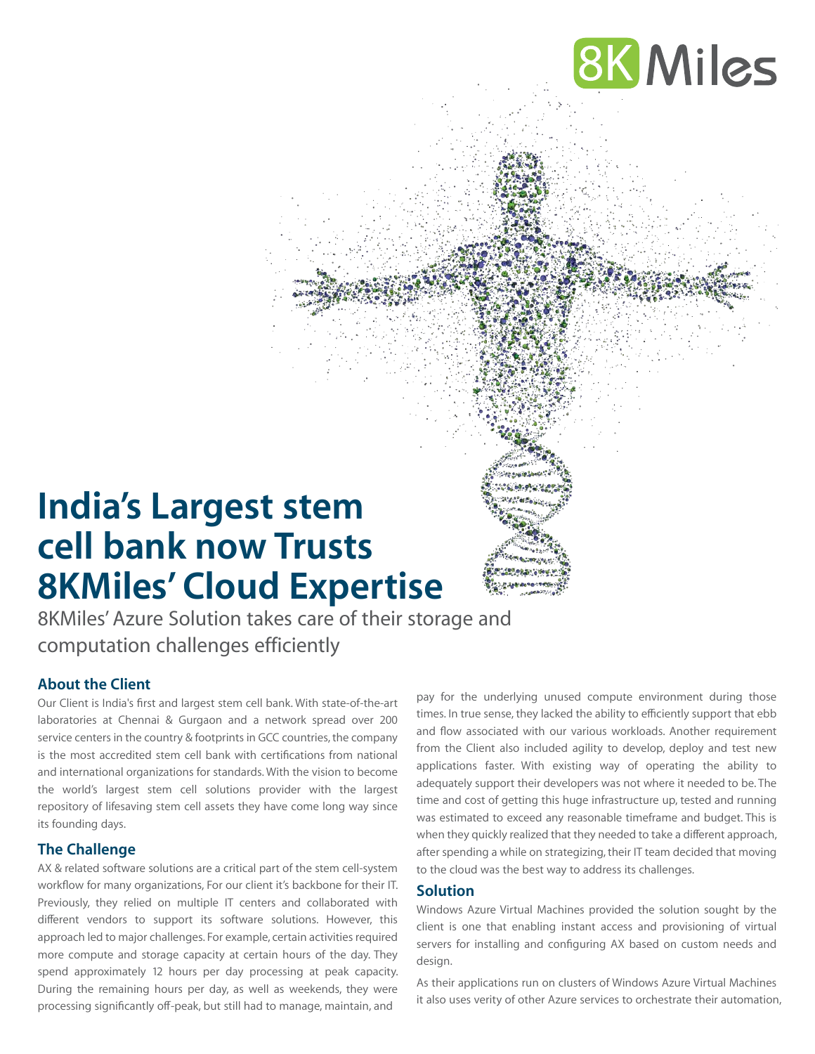# India's Largest stem cell bank now Trusts 8KMiles' Cloud Expertise

8KMiles' Azure Solution takes care of their storage and computation challenges efficiently

## About the Client

Our Client is India's first and largest stem cell bank. With state-of-the-art laboratories at Chennai & Gurgaon and a network spread over 200 service centers in the country & footprints in GCC countries, the company is the most accredited stem cell bank with certifications from national and international organizations for standards. With the vision to become the world's largest stem cell solutions provider with the largest repository of lifesaving stem cell assets they have come long way since its founding days.

## The Challenge

AX & related software solutions are a critical part of the stem cell-system workflow for many organizations, For our client it's backbone for their IT. Previously, they relied on multiple IT centers and collaborated with different vendors to support its software solutions. However, this approach led to major challenges. For example, certain activities required more compute and storage capacity at certain hours of the day. They spend approximately 12 hours per day processing at peak capacity. During the remaining hours per day, as well as weekends, they were processing significantly off-peak, but still had to manage, maintain, and pay for the underlying unused compute environment during those times. In true sense, they lacked the ability to efficiently support that ebb and flow associated with our various workloads. Another requirement from the Client also included agility to develop, deploy and test new applications faster. With existing way of operating the ability to adequately support their developers was not where it needed to be. The time and cost of getting this huge infrastructure up, tested and running was estimated to exceed any reasonable timeframe and budget. This is when they quickly realized that they needed to take a different approach, after spending a while on strategizing, their IT team decided that moving to the cloud was the best way to address its challenges.

## Solution

Windows Azure Virtual Machines provided the solution sought by the client is one that enabling instant access and provisioning of virtual servers for installing and configuring AX based on custom needs and design.

As their applications run on clusters of Windows Azure Virtual Machines it also uses verity of other Azure services to orchestrate their automation,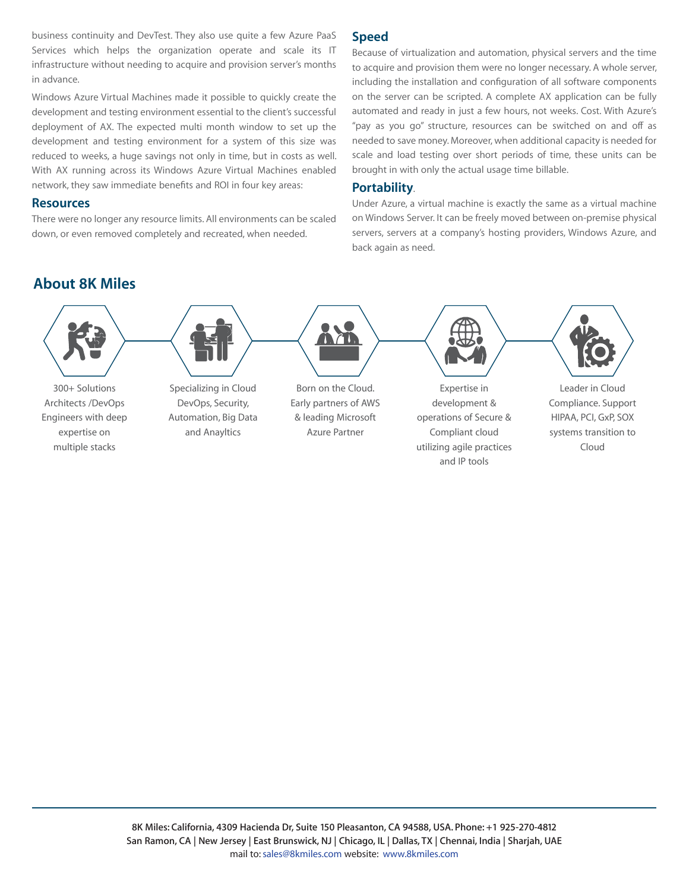business continuity and DevTest. They also use quite a few Azure PaaS Services which helps the organization operate and scale its IT infrastructure without needing to acquire and provision server's months in advance.

Windows Azure Virtual Machines made it possible to quickly create the development and testing environment essential to the client's successful deployment of AX. The expected multi month window to set up the development and testing environment for a system of this size was reduced to weeks, a huge savings not only in time, but in costs as well. With AX running across its Windows Azure Virtual Machines enabled network, they saw immediate benefits and ROI in four key areas:

## Resources

There were no longer any resource limits. All environments can be scaled down, or even removed completely and recreated, when needed.

## Speed

Because of virtualization and automation, physical servers and the time to acquire and provision them were no longer necessary. A whole server, including the installation and configuration of all software components on the server can be scripted. A complete AX application can be fully automated and ready in just a few hours, not weeks. Cost. With Azure's "pay as you go" structure, resources can be switched on and off as needed to save money. Moreover, when additional capacity is needed for scale and load testing over short periods of time, these units can be brought in with only the actual usage time billable.

## Portability.

Under Azure, a virtual machine is exactly the same as a virtual machine on Windows Server. It can be freely moved between on-premise physical servers, servers at a company's hosting providers, Windows Azure, and back again as need.

## About 8K Miles

300+ Solutions Architects /DevOps Engineers with deep expertise on multiple stacks

Specializing in Cloud DevOps, Security, Automation, Big Data and Anayltics

Born on the Cloud. Early partners of AWS & leading Microsoft Azure Partner

Expertise in development & operations of Secure & Compliant cloud utilizing agile practices and IP tools

Leader in Cloud Compliance. Support HIPAA, PCI, GxP, SOX systems transition to Cloud

**8K Miles: California, 4309 Hacienda Dr, Suite 150 Pleasanton, CA 94588, USA. Phone: +1 925-270-4812**
**San Ramon, CA | New Jersey | East Brunswick, NJ | Chicago, IL | Dallas, TX | Chennai, India | Sharjah, UAE**
mail to: sales@8kmiles.com website: www.8kmiles.com